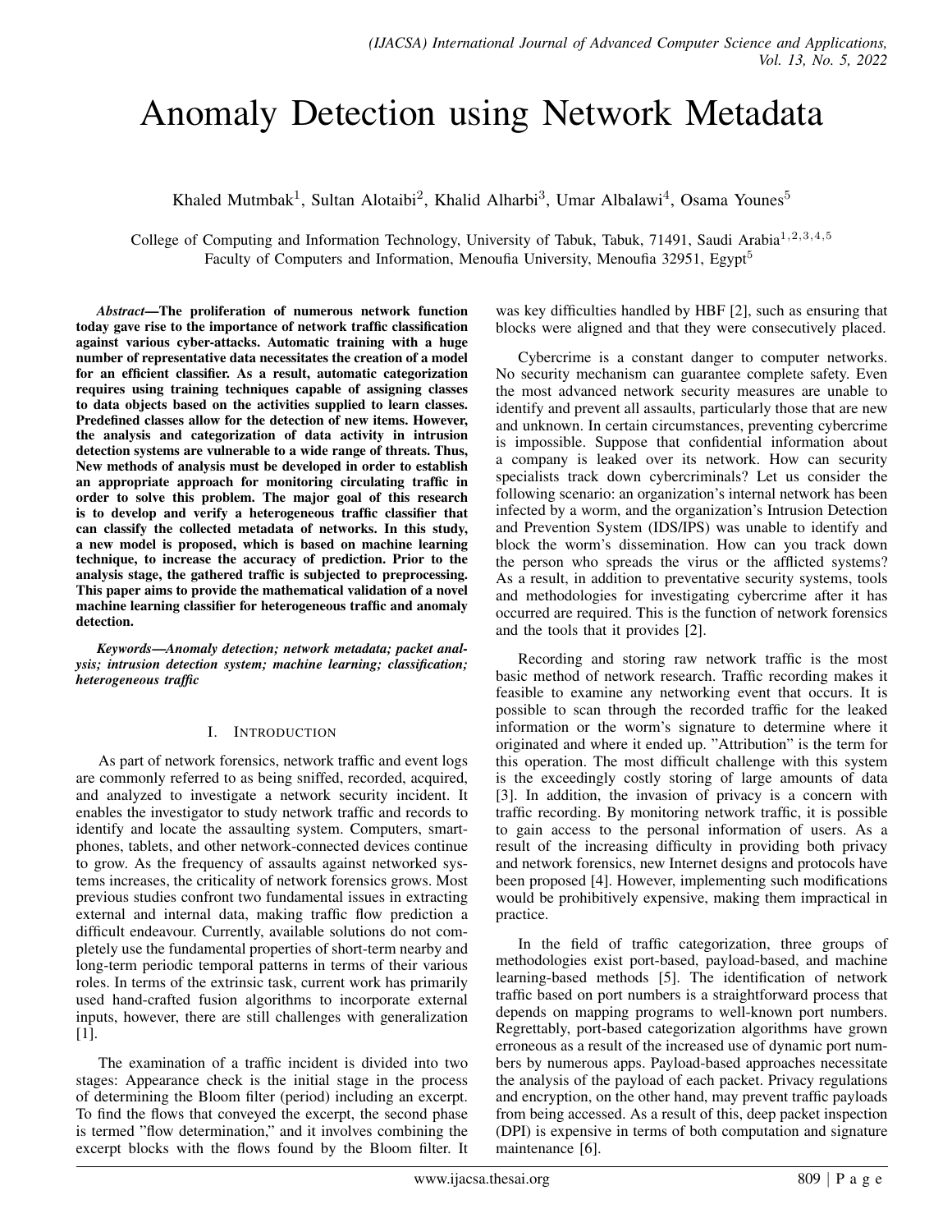# Anomaly Detection using Network Metadata

Khaled Mutmbak[1], Sultan Alotaibi[2], Khalid Alharbi[3], Umar Albalawi[4], Osama Younes[5]

College of Computing and Information Technology, University of Tabuk, Tabuk, 71491, Saudi Arabia[1,2,3,4,5]
Faculty of Computers and Information, Menoufia University, Menoufia 32951, Egypt[5]

***Abstract*—The proliferation of numerous network function today gave rise to the importance of network traffic classification against various cyber-attacks. Automatic training with a huge number of representative data necessitates the creation of a model for an efficient classifier. As a result, automatic categorization requires using training techniques capable of assigning classes to data objects based on the activities supplied to learn classes. Predefined classes allow for the detection of new items. However, the analysis and categorization of data activity in intrusion detection systems are vulnerable to a wide range of threats. Thus, New methods of analysis must be developed in order to establish an appropriate approach for monitoring circulating traffic in order to solve this problem. The major goal of this research is to develop and verify a heterogeneous traffic classifier that can classify the collected metadata of networks. In this study, a new model is proposed, which is based on machine learning technique, to increase the accuracy of prediction. Prior to the analysis stage, the gathered traffic is subjected to preprocessing. This paper aims to provide the mathematical validation of a novel machine learning classifier for heterogeneous traffic and anomaly detection.**

***Keywords*—Anomaly detection; network metadata; packet analysis; intrusion detection system; machine learning; classification; heterogeneous traffic**

## I. Introduction

As part of network forensics, network traffic and event logs are commonly referred to as being sniffed, recorded, acquired, and analyzed to investigate a network security incident. It enables the investigator to study network traffic and records to identify and locate the assaulting system. Computers, smartphones, tablets, and other network-connected devices continue to grow. As the frequency of assaults against networked systems increases, the criticality of network forensics grows. Most previous studies confront two fundamental issues in extracting external and internal data, making traffic flow prediction a difficult endeavour. Currently, available solutions do not completely use the fundamental properties of short-term nearby and long-term periodic temporal patterns in terms of their various roles. In terms of the extrinsic task, current work has primarily used hand-crafted fusion algorithms to incorporate external inputs, however, there are still challenges with generalization [1].

The examination of a traffic incident is divided into two stages: Appearance check is the initial stage in the process of determining the Bloom filter (period) including an excerpt. To find the flows that conveyed the excerpt, the second phase is termed "flow determination," and it involves combining the excerpt blocks with the flows found by the Bloom filter. It was key difficulties handled by HBF [2], such as ensuring that blocks were aligned and that they were consecutively placed.

Cybercrime is a constant danger to computer networks. No security mechanism can guarantee complete safety. Even the most advanced network security measures are unable to identify and prevent all assaults, particularly those that are new and unknown. In certain circumstances, preventing cybercrime is impossible. Suppose that confidential information about a company is leaked over its network. How can security specialists track down cybercriminals? Let us consider the following scenario: an organization's internal network has been infected by a worm, and the organization's Intrusion Detection and Prevention System (IDS/IPS) was unable to identify and block the worm's dissemination. How can you track down the person who spreads the virus or the afflicted systems? As a result, in addition to preventative security systems, tools and methodologies for investigating cybercrime after it has occurred are required. This is the function of network forensics and the tools that it provides [2].

Recording and storing raw network traffic is the most basic method of network research. Traffic recording makes it feasible to examine any networking event that occurs. It is possible to scan through the recorded traffic for the leaked information or the worm's signature to determine where it originated and where it ended up. "Attribution" is the term for this operation. The most difficult challenge with this system is the exceedingly costly storing of large amounts of data [3]. In addition, the invasion of privacy is a concern with traffic recording. By monitoring network traffic, it is possible to gain access to the personal information of users. As a result of the increasing difficulty in providing both privacy and network forensics, new Internet designs and protocols have been proposed [4]. However, implementing such modifications would be prohibitively expensive, making them impractical in practice.

In the field of traffic categorization, three groups of methodologies exist port-based, payload-based, and machine learning-based methods [5]. The identification of network traffic based on port numbers is a straightforward process that depends on mapping programs to well-known port numbers. Regrettably, port-based categorization algorithms have grown erroneous as a result of the increased use of dynamic port numbers by numerous apps. Payload-based approaches necessitate the analysis of the payload of each packet. Privacy regulations and encryption, on the other hand, may prevent traffic payloads from being accessed. As a result of this, deep packet inspection (DPI) is expensive in terms of both computation and signature maintenance [6].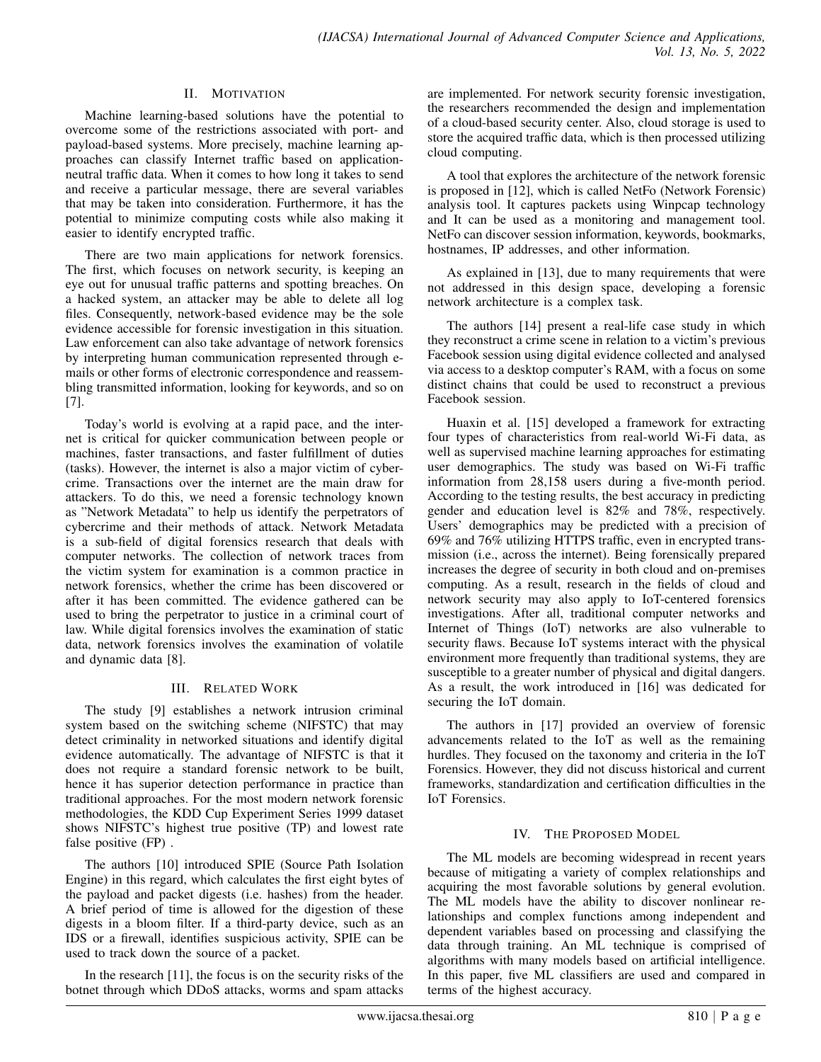## II. Motivation

Machine learning-based solutions have the potential to overcome some of the restrictions associated with port- and payload-based systems. More precisely, machine learning approaches can classify Internet traffic based on application-neutral traffic data. When it comes to how long it takes to send and receive a particular message, there are several variables that may be taken into consideration. Furthermore, it has the potential to minimize computing costs while also making it easier to identify encrypted traffic.

There are two main applications for network forensics. The first, which focuses on network security, is keeping an eye out for unusual traffic patterns and spotting breaches. On a hacked system, an attacker may be able to delete all log files. Consequently, network-based evidence may be the sole evidence accessible for forensic investigation in this situation. Law enforcement can also take advantage of network forensics by interpreting human communication represented through e-mails or other forms of electronic correspondence and reassembling transmitted information, looking for keywords, and so on [7].

Today's world is evolving at a rapid pace, and the internet is critical for quicker communication between people or machines, faster transactions, and faster fulfillment of duties (tasks). However, the internet is also a major victim of cybercrime. Transactions over the internet are the main draw for attackers. To do this, we need a forensic technology known as "Network Metadata" to help us identify the perpetrators of cybercrime and their methods of attack. Network Metadata is a sub-field of digital forensics research that deals with computer networks. The collection of network traces from the victim system for examination is a common practice in network forensics, whether the crime has been discovered or after it has been committed. The evidence gathered can be used to bring the perpetrator to justice in a criminal court of law. While digital forensics involves the examination of static data, network forensics involves the examination of volatile and dynamic data [8].

## III. Related Work

The study [9] establishes a network intrusion criminal system based on the switching scheme (NIFSTC) that may detect criminality in networked situations and identify digital evidence automatically. The advantage of NIFSTC is that it does not require a standard forensic network to be built, hence it has superior detection performance in practice than traditional approaches. For the most modern network forensic methodologies, the KDD Cup Experiment Series 1999 dataset shows NIFSTC's highest true positive (TP) and lowest rate false positive (FP) .

The authors [10] introduced SPIE (Source Path Isolation Engine) in this regard, which calculates the first eight bytes of the payload and packet digests (i.e. hashes) from the header. A brief period of time is allowed for the digestion of these digests in a bloom filter. If a third-party device, such as an IDS or a firewall, identifies suspicious activity, SPIE can be used to track down the source of a packet.

In the research [11], the focus is on the security risks of the botnet through which DDoS attacks, worms and spam attacks are implemented. For network security forensic investigation, the researchers recommended the design and implementation of a cloud-based security center. Also, cloud storage is used to store the acquired traffic data, which is then processed utilizing cloud computing.

A tool that explores the architecture of the network forensic is proposed in [12], which is called NetFo (Network Forensic) analysis tool. It captures packets using Winpcap technology and It can be used as a monitoring and management tool. NetFo can discover session information, keywords, bookmarks, hostnames, IP addresses, and other information.

As explained in [13], due to many requirements that were not addressed in this design space, developing a forensic network architecture is a complex task.

The authors [14] present a real-life case study in which they reconstruct a crime scene in relation to a victim's previous Facebook session using digital evidence collected and analysed via access to a desktop computer's RAM, with a focus on some distinct chains that could be used to reconstruct a previous Facebook session.

Huaxin et al. [15] developed a framework for extracting four types of characteristics from real-world Wi-Fi data, as well as supervised machine learning approaches for estimating user demographics. The study was based on Wi-Fi traffic information from 28,158 users during a five-month period. According to the testing results, the best accuracy in predicting gender and education level is 82% and 78%, respectively. Users' demographics may be predicted with a precision of 69% and 76% utilizing HTTPS traffic, even in encrypted transmission (i.e., across the internet). Being forensically prepared increases the degree of security in both cloud and on-premises computing. As a result, research in the fields of cloud and network security may also apply to IoT-centered forensics investigations. After all, traditional computer networks and Internet of Things (IoT) networks are also vulnerable to security flaws. Because IoT systems interact with the physical environment more frequently than traditional systems, they are susceptible to a greater number of physical and digital dangers. As a result, the work introduced in [16] was dedicated for securing the IoT domain.

The authors in [17] provided an overview of forensic advancements related to the IoT as well as the remaining hurdles. They focused on the taxonomy and criteria in the IoT Forensics. However, they did not discuss historical and current frameworks, standardization and certification difficulties in the IoT Forensics.

## IV. The Proposed Model

The ML models are becoming widespread in recent years because of mitigating a variety of complex relationships and acquiring the most favorable solutions by general evolution. The ML models have the ability to discover nonlinear relationships and complex functions among independent and dependent variables based on processing and classifying the data through training. An ML technique is comprised of algorithms with many models based on artificial intelligence. In this paper, five ML classifiers are used and compared in terms of the highest accuracy.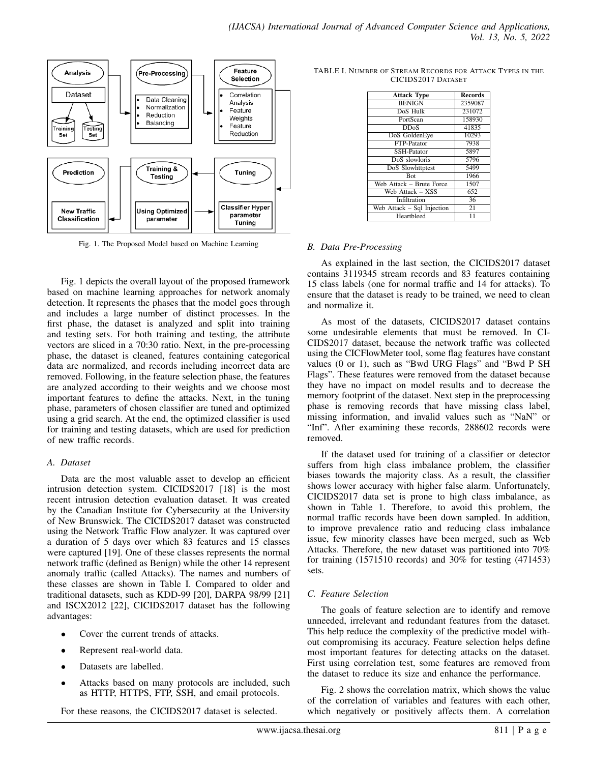Fig. 1. The Proposed Model based on Machine Learning

Fig. 1 depicts the overall layout of the proposed framework based on machine learning approaches for network anomaly detection. It represents the phases that the model goes through and includes a large number of distinct processes. In the first phase, the dataset is analyzed and split into training and testing sets. For both training and testing, the attribute vectors are sliced in a 70:30 ratio. Next, in the pre-processing phase, the dataset is cleaned, features containing categorical data are normalized, and records including incorrect data are removed. Following, in the feature selection phase, the features are analyzed according to their weights and we choose most important features to define the attacks. Next, in the tuning phase, parameters of chosen classifier are tuned and optimized using a grid search. At the end, the optimized classifier is used for training and testing datasets, which are used for prediction of new traffic records.

### *A. Dataset*

Data are the most valuable asset to develop an efficient intrusion detection system. CICIDS2017 [18] is the most recent intrusion detection evaluation dataset. It was created by the Canadian Institute for Cybersecurity at the University of New Brunswick. The CICIDS2017 dataset was constructed using the Network Traffic Flow analyzer. It was captured over a duration of 5 days over which 83 features and 15 classes were captured [19]. One of these classes represents the normal network traffic (defined as Benign) while the other 14 represent anomaly traffic (called Attacks). The names and numbers of these classes are shown in Table I. Compared to older and traditional datasets, such as KDD-99 [20], DARPA 98/99 [21] and ISCX2012 [22], CICIDS2017 dataset has the following advantages:

- Cover the current trends of attacks.
- Represent real-world data.
- Datasets are labelled.
- Attacks based on many protocols are included, such as HTTP, HTTPS, FTP, SSH, and email protocols.

For these reasons, the CICIDS2017 dataset is selected.

TABLE I. NUMBER OF STREAM RECORDS FOR ATTACK TYPES IN THE CICIDS2017 DATASET

| Attack Type | Records |
|---|---|
| BENIGN | 2359087 |
| DoS Hulk | 231072 |
| PortScan | 158930 |
| DDoS | 41835 |
| DoS GoldenEye | 10293 |
| FTP-Patator | 7938 |
| SSH-Patator | 5897 |
| DoS slowloris | 5796 |
| DoS Slowhttptest | 5499 |
| Bot | 1966 |
| Web Attack – Brute Force | 1507 |
| Web Attack – XSS | 652 |
| Infiltration | 36 |
| Web Attack – Sql Injection | 21 |
| Heartbleed | 11 |

### *B. Data Pre-Processing*

As explained in the last section, the CICIDS2017 dataset contains 3119345 stream records and 83 features containing 15 class labels (one for normal traffic and 14 for attacks). To ensure that the dataset is ready to be trained, we need to clean and normalize it.

As most of the datasets, CICIDS2017 dataset contains some undesirable elements that must be removed. In CICIDS2017 dataset, because the network traffic was collected using the CICFlowMeter tool, some flag features have constant values (0 or 1), such as "Bwd URG Flags" and "Bwd P SH Flags". These features were removed from the dataset because they have no impact on model results and to decrease the memory footprint of the dataset. Next step in the preprocessing phase is removing records that have missing class label, missing information, and invalid values such as "NaN" or "Inf". After examining these records, 288602 records were removed.

If the dataset used for training of a classifier or detector suffers from high class imbalance problem, the classifier biases towards the majority class. As a result, the classifier shows lower accuracy with higher false alarm. Unfortunately, CICIDS2017 data set is prone to high class imbalance, as shown in Table 1. Therefore, to avoid this problem, the normal traffic records have been down sampled. In addition, to improve prevalence ratio and reducing class imbalance issue, few minority classes have been merged, such as Web Attacks. Therefore, the new dataset was partitioned into 70% for training (1571510 records) and 30% for testing (471453) sets.

### *C. Feature Selection*

The goals of feature selection are to identify and remove unneeded, irrelevant and redundant features from the dataset. This help reduce the complexity of the predictive model without compromising its accuracy. Feature selection helps define most important features for detecting attacks on the dataset. First using correlation test, some features are removed from the dataset to reduce its size and enhance the performance.

Fig. 2 shows the correlation matrix, which shows the value of the correlation of variables and features with each other, which negatively or positively affects them. A correlation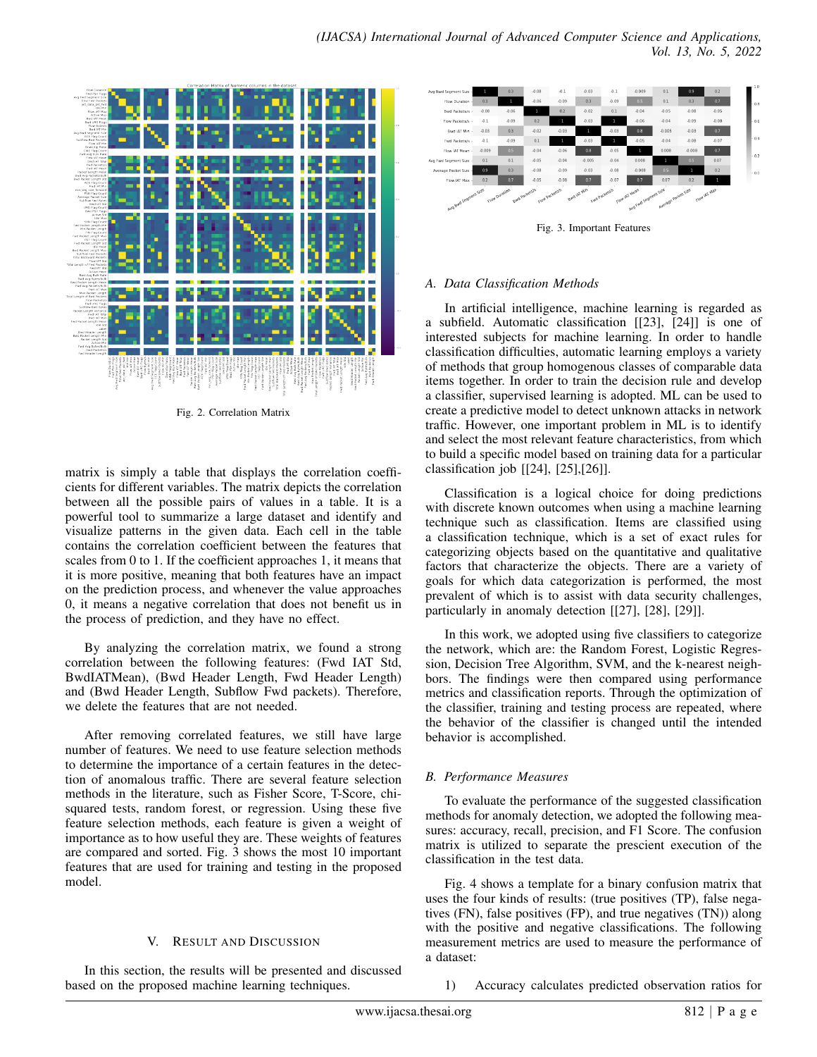Fig. 2. Correlation Matrix

matrix is simply a table that displays the correlation coefficients for different variables. The matrix depicts the correlation between all the possible pairs of values in a table. It is a powerful tool to summarize a large dataset and identify and visualize patterns in the given data. Each cell in the table contains the correlation coefficient between the features that scales from 0 to 1. If the coefficient approaches 1, it means that it is more positive, meaning that both features have an impact on the prediction process, and whenever the value approaches 0, it means a negative correlation that does not benefit us in the process of prediction, and they have no effect.

By analyzing the correlation matrix, we found a strong correlation between the following features: (Fwd IAT Std, BwdIATMean), (Bwd Header Length, Fwd Header Length) and (Bwd Header Length, Subflow Fwd packets). Therefore, we delete the features that are not needed.

After removing correlated features, we still have large number of features. We need to use feature selection methods to determine the importance of a certain features in the detection of anomalous traffic. There are several feature selection methods in the literature, such as Fisher Score, T-Score, chi-squared tests, random forest, or regression. Using these five feature selection methods, each feature is given a weight of importance as to how useful they are. These weights of features are compared and sorted. Fig. 3 shows the most 10 important features that are used for training and testing in the proposed model.

## V. Result and Discussion

In this section, the results will be presented and discussed based on the proposed machine learning techniques.

Fig. 3. Important Features

### A. Data Classification Methods

In artificial intelligence, machine learning is regarded as a subfield. Automatic classification [[23], [24]] is one of interested subjects for machine learning. In order to handle classification difficulties, automatic learning employs a variety of methods that group homogenous classes of comparable data items together. In order to train the decision rule and develop a classifier, supervised learning is adopted. ML can be used to create a predictive model to detect unknown attacks in network traffic. However, one important problem in ML is to identify and select the most relevant feature characteristics, from which to build a specific model based on training data for a particular classification job [[24], [25],[26]].

Classification is a logical choice for doing predictions with discrete known outcomes when using a machine learning technique such as classification. Items are classified using a classification technique, which is a set of exact rules for categorizing objects based on the quantitative and qualitative factors that characterize the objects. There are a variety of goals for which data categorization is performed, the most prevalent of which is to assist with data security challenges, particularly in anomaly detection [[27], [28], [29]].

In this work, we adopted using five classifiers to categorize the network, which are: the Random Forest, Logistic Regression, Decision Tree Algorithm, SVM, and the k-nearest neighbors. The findings were then compared using performance metrics and classification reports. Through the optimization of the classifier, training and testing process are repeated, where the behavior of the classifier is changed until the intended behavior is accomplished.

### B. Performance Measures

To evaluate the performance of the suggested classification methods for anomaly detection, we adopted the following measures: accuracy, recall, precision, and F1 Score. The confusion matrix is utilized to separate the prescient execution of the classification in the test data.

Fig. 4 shows a template for a binary confusion matrix that uses the four kinds of results: (true positives (TP), false negatives (FN), false positives (FP), and true negatives (TN)) along with the positive and negative classifications. The following measurement metrics are used to measure the performance of a dataset:

1) Accuracy calculates predicted observation ratios for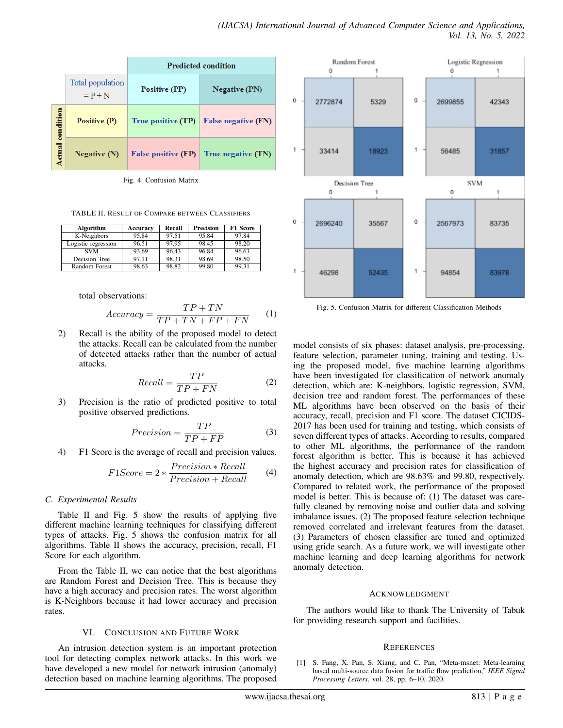|  | Predicted condition | |
|---|---|---|
| Total population = P + N | Positive (PP) | Negative (PN) |
| Actual condition: Positive (P) | True positive (TP) | False negative (FN) |
| Actual condition: Negative (N) | False positive (FP) | True negative (TN) |

Fig. 4. Confusion Matrix

TABLE II. Result of Compare between Classifiers

| Algorithm | Accuracy | Recall | Precision | F1 Score |
|---|---|---|---|---|
| K-Neighbors | 95.84 | 97.51 | 95.84 | 97.84 |
| Logistic regression | 96.51 | 97.95 | 98.45 | 98.20 |
| SVM | 93.69 | 96.43 | 96.84 | 96.63 |
| Decision Tree | 97.11 | 98.31 | 98.69 | 98.50 |
| Random Forest | 98.63 | 98.82 | 99.80 | 99.31 |

total observations:

$$Accuracy = \frac{TP + TN}{TP + TN + FP + FN} \quad (1)$$

2) Recall is the ability of the proposed model to detect the attacks. Recall can be calculated from the number of detected attacks rather than the number of actual attacks.

$$Recall = \frac{TP}{TP + FN} \quad (2)$$

3) Precision is the ratio of predicted positive to total positive observed predictions.

$$Precision = \frac{TP}{TP + FP} \quad (3)$$

4) F1 Score is the average of recall and precision values.

$$F1Score = 2 * \frac{Precision * Recall}{Precision + Recall} \quad (4)$$

### C. Experimental Results

Table II and Fig. 5 show the results of applying five different machine learning techniques for classifying different types of attacks. Fig. 5 shows the confusion matrix for all algorithms. Table II shows the accuracy, precision, recall, F1 Score for each algorithm.

From the Table II, we can notice that the best algorithms are Random Forest and Decision Tree. This is because they have a high accuracy and precision rates. The worst algorithm is K-Neighbors because it had lower accuracy and precision rates.

## VI. Conclusion and Future Work

An intrusion detection system is an important protection tool for detecting complex network attacks. In this work we have developed a new model for network intrusion (anomaly) detection based on machine learning algorithms. The proposed

| Random Forest | 0 | 1 |
|---|---|---|
| 0 | 2772874 | 5329 |
| 1 | 33414 | 18923 |

| Logistic Regression | 0 | 1 |
|---|---|---|
| 0 | 2699855 | 42343 |
| 1 | 56485 | 31857 |

| Decision Tree | 0 | 1 |
|---|---|---|
| 0 | 2696240 | 35567 |
| 1 | 46298 | 52435 |

| SVM | 0 | 1 |
|---|---|---|
| 0 | 2567973 | 83735 |
| 1 | 94854 | 83978 |

Fig. 5. Confusion Matrix for different Classification Methods

model consists of six phases: dataset analysis, pre-processing, feature selection, parameter tuning, training and testing. Using the proposed model, five machine learning algorithms have been investigated for classification of network anomaly detection, which are: K-neighbors, logistic regression, SVM, decision tree and random forest. The performances of these ML algorithms have been observed on the basis of their accuracy, recall, precision and F1 score. The dataset CICIDS-2017 has been used for training and testing, which consists of seven different types of attacks. According to results, compared to other ML algorithms, the performance of the random forest algorithm is better. This is because it has achieved the highest accuracy and precision rates for classification of anomaly detection, which are 98.63% and 99.80, respectively. Compared to related work, the performance of the proposed model is better. This is because of: (1) The dataset was carefully cleaned by removing noise and outlier data and solving imbalance issues. (2) The proposed feature selection technique removed correlated and irrelevant features from the dataset. (3) Parameters of chosen classifier are tuned and optimized using gride search. As a future work, we will investigate other machine learning and deep learning algorithms for network anomaly detection.

## Acknowledgment

The authors would like to thank The University of Tabuk for providing research support and facilities.

## References

[1] S. Fang, X. Pan, S. Xiang, and C. Pan, "Meta-msnet: Meta-learning based multi-source data fusion for traffic flow prediction," *IEEE Signal Processing Letters*, vol. 28, pp. 6–10, 2020.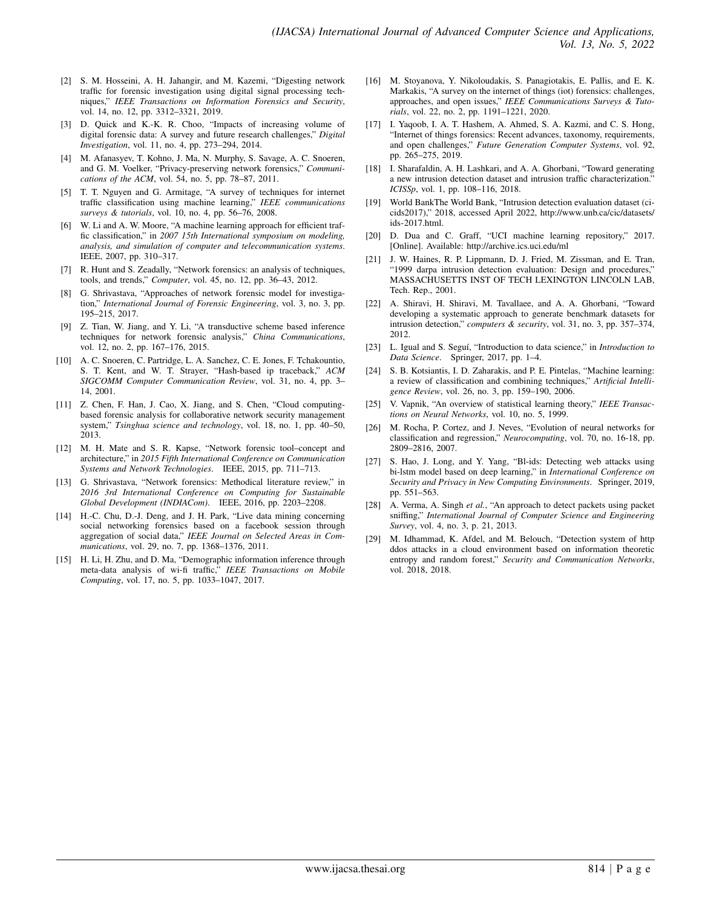[2] S. M. Hosseini, A. H. Jahangir, and M. Kazemi, "Digesting network traffic for forensic investigation using digital signal processing techniques," *IEEE Transactions on Information Forensics and Security*, vol. 14, no. 12, pp. 3312–3321, 2019.

[3] D. Quick and K.-K. R. Choo, "Impacts of increasing volume of digital forensic data: A survey and future research challenges," *Digital Investigation*, vol. 11, no. 4, pp. 273–294, 2014.

[4] M. Afanasyev, T. Kohno, J. Ma, N. Murphy, S. Savage, A. C. Snoeren, and G. M. Voelker, "Privacy-preserving network forensics," *Communications of the ACM*, vol. 54, no. 5, pp. 78–87, 2011.

[5] T. T. Nguyen and G. Armitage, "A survey of techniques for internet traffic classification using machine learning," *IEEE communications surveys & tutorials*, vol. 10, no. 4, pp. 56–76, 2008.

[6] W. Li and A. W. Moore, "A machine learning approach for efficient traffic classification," in *2007 15th International symposium on modeling, analysis, and simulation of computer and telecommunication systems*. IEEE, 2007, pp. 310–317.

[7] R. Hunt and S. Zeadally, "Network forensics: an analysis of techniques, tools, and trends," *Computer*, vol. 45, no. 12, pp. 36–43, 2012.

[8] G. Shrivastava, "Approaches of network forensic model for investigation," *International Journal of Forensic Engineering*, vol. 3, no. 3, pp. 195–215, 2017.

[9] Z. Tian, W. Jiang, and Y. Li, "A transductive scheme based inference techniques for network forensic analysis," *China Communications*, vol. 12, no. 2, pp. 167–176, 2015.

[10] A. C. Snoeren, C. Partridge, L. A. Sanchez, C. E. Jones, F. Tchakountio, S. T. Kent, and W. T. Strayer, "Hash-based ip traceback," *ACM SIGCOMM Computer Communication Review*, vol. 31, no. 4, pp. 3–14, 2001.

[11] Z. Chen, F. Han, J. Cao, X. Jiang, and S. Chen, "Cloud computing-based forensic analysis for collaborative network security management system," *Tsinghua science and technology*, vol. 18, no. 1, pp. 40–50, 2013.

[12] M. H. Mate and S. R. Kapse, "Network forensic tool–concept and architecture," in *2015 Fifth International Conference on Communication Systems and Network Technologies*. IEEE, 2015, pp. 711–713.

[13] G. Shrivastava, "Network forensics: Methodical literature review," in *2016 3rd International Conference on Computing for Sustainable Global Development (INDIACom)*. IEEE, 2016, pp. 2203–2208.

[14] H.-C. Chu, D.-J. Deng, and J. H. Park, "Live data mining concerning social networking forensics based on a facebook session through aggregation of social data," *IEEE Journal on Selected Areas in Communications*, vol. 29, no. 7, pp. 1368–1376, 2011.

[15] H. Li, H. Zhu, and D. Ma, "Demographic information inference through meta-data analysis of wi-fi traffic," *IEEE Transactions on Mobile Computing*, vol. 17, no. 5, pp. 1033–1047, 2017.

[16] M. Stoyanova, Y. Nikoloudakis, S. Panagiotakis, E. Pallis, and E. K. Markakis, "A survey on the internet of things (iot) forensics: challenges, approaches, and open issues," *IEEE Communications Surveys & Tutorials*, vol. 22, no. 2, pp. 1191–1221, 2020.

[17] I. Yaqoob, I. A. T. Hashem, A. Ahmed, S. A. Kazmi, and C. S. Hong, "Internet of things forensics: Recent advances, taxonomy, requirements, and open challenges," *Future Generation Computer Systems*, vol. 92, pp. 265–275, 2019.

[18] I. Sharafaldin, A. H. Lashkari, and A. A. Ghorbani, "Toward generating a new intrusion detection dataset and intrusion traffic characterization." *ICISSp*, vol. 1, pp. 108–116, 2018.

[19] World BankThe World Bank, "Intrusion detection evaluation dataset (cicids2017)," 2018, accessed April 2022, http://www.unb.ca/cic/datasets/ids-2017.html.

[20] D. Dua and C. Graff, "UCI machine learning repository," 2017. [Online]. Available: http://archive.ics.uci.edu/ml

[21] J. W. Haines, R. P. Lippmann, D. J. Fried, M. Zissman, and E. Tran, "1999 darpa intrusion detection evaluation: Design and procedures," MASSACHUSETTS INST OF TECH LEXINGTON LINCOLN LAB, Tech. Rep., 2001.

[22] A. Shiravi, H. Shiravi, M. Tavallaee, and A. A. Ghorbani, "Toward developing a systematic approach to generate benchmark datasets for intrusion detection," *computers & security*, vol. 31, no. 3, pp. 357–374, 2012.

[23] L. Igual and S. Seguí, "Introduction to data science," in *Introduction to Data Science*. Springer, 2017, pp. 1–4.

[24] S. B. Kotsiantis, I. D. Zaharakis, and P. E. Pintelas, "Machine learning: a review of classification and combining techniques," *Artificial Intelligence Review*, vol. 26, no. 3, pp. 159–190, 2006.

[25] V. Vapnik, "An overview of statistical learning theory," *IEEE Transactions on Neural Networks*, vol. 10, no. 5, 1999.

[26] M. Rocha, P. Cortez, and J. Neves, "Evolution of neural networks for classification and regression," *Neurocomputing*, vol. 70, no. 16-18, pp. 2809–2816, 2007.

[27] S. Hao, J. Long, and Y. Yang, "Bl-ids: Detecting web attacks using bi-lstm model based on deep learning," in *International Conference on Security and Privacy in New Computing Environments*. Springer, 2019, pp. 551–563.

[28] A. Verma, A. Singh *et al.*, "An approach to detect packets using packet sniffing," *International Journal of Computer Science and Engineering Survey*, vol. 4, no. 3, p. 21, 2013.

[29] M. Idhammad, K. Afdel, and M. Belouch, "Detection system of http ddos attacks in a cloud environment based on information theoretic entropy and random forest," *Security and Communication Networks*, vol. 2018, 2018.